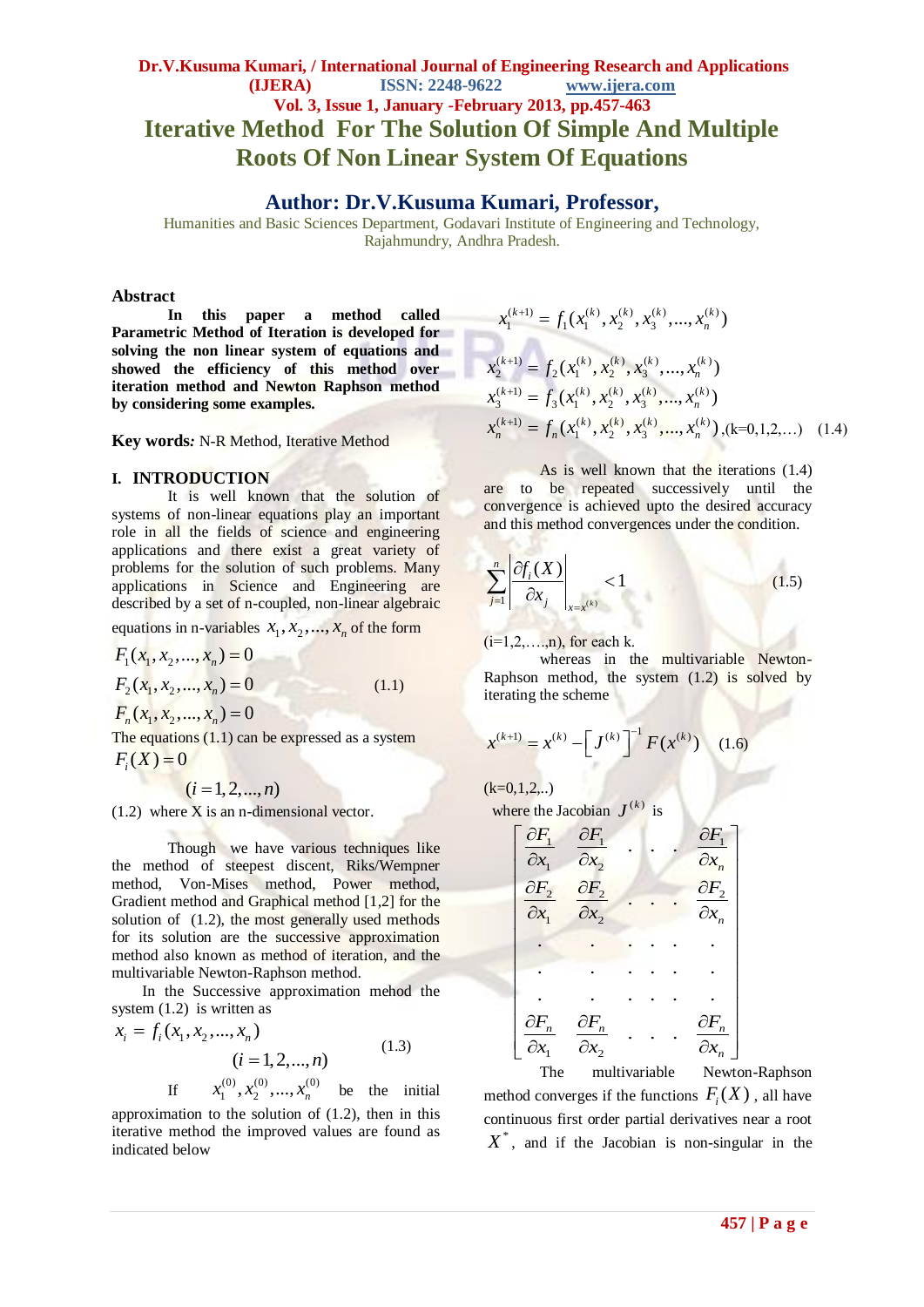# Iterative Method For The Solution Of Simple And Multiple Roots Of Non Linear System Of Equations

## Author: Dr.V.Kusuma Kumari, Professor,

Humanities and Basic Sciences Department, Godavari Institute of Engineering and Technology, Rajahmundry, Andhra Pradesh.

### Abstract

**In this paper a method called Parametric Method of Iteration is developed for solving the non linear system of equations and showed the efficiency of this method over iteration method and Newton Raphson method by considering some examples.**

**Key words*:*** N-R Method, Iterative Method

## I. INTRODUCTION

It is well known that the solution of systems of non-linear equations play an important role in all the fields of science and engineering applications and there exist a great variety of problems for the solution of such problems. Many applications in Science and Engineering are described by a set of n-coupled, non-linear algebraic equations in n-variables $x_1, x_2, ..., x_n$ of the form

$$
\begin{aligned}
F_1(x_1, x_2, ..., x_n) &= 0 \\
F_2(x_1, x_2, ..., x_n) &= 0 \\
F_n(x_1, x_2, ..., x_n) &= 0
\end{aligned}
\qquad (1.1)
$$

The equations (1.1) can be expressed as a system

$$F_i(X) = 0$$

$$(i = 1, 2, ..., n)$$

(1.2) where X is an n-dimensional vector.

Though we have various techniques like the method of steepest discent, Riks/Wempner method, Von-Mises method, Power method, Gradient method and Graphical method [1,2] for the solution of (1.2), the most generally used methods for its solution are the successive approximation method also known as method of iteration, and the multivariable Newton-Raphson method.

In the Successive approximation mehod the system (1.2) is written as

$$x_i = f_i(x_1, x_2, ..., x_n) \qquad (i = 1, 2, ..., n) \qquad (1.3)$$

If $x_1^{(0)}, x_2^{(0)}, ..., x_n^{(0)}$ be the initial approximation to the solution of (1.2), then in this iterative method the improved values are found as indicated below

$$
\begin{aligned}
x_1^{(k+1)} &= f_1(x_1^{(k)}, x_2^{(k)}, x_3^{(k)}, ..., x_n^{(k)}) \\
x_2^{(k+1)} &= f_2(x_1^{(k)}, x_2^{(k)}, x_3^{(k)}, ..., x_n^{(k)}) \\
x_3^{(k+1)} &= f_3(x_1^{(k)}, x_2^{(k)}, x_3^{(k)}, ..., x_n^{(k)}) \\
x_n^{(k+1)} &= f_n(x_1^{(k)}, x_2^{(k)}, x_3^{(k)}, ..., x_n^{(k)}), (k=0,1,2,...)
\end{aligned}
\qquad (1.4)
$$

As is well known that the iterations (1.4) are to be repeated successively until the convergence is achieved upto the desired accuracy and this method convergences under the condition.

$$\sum_{j=1}^{n} \left| \frac{\partial f_i(X)}{\partial x_j} \right|_{x=x^{(k)}} < 1 \qquad (1.5)$$

(i=1,2,….,n), for each k.

whereas in the multivariable Newton-Raphson method, the system (1.2) is solved by iterating the scheme

$$x^{(k+1)} = x^{(k)} - \left[ J^{(k)} \right]^{-1} F(x^{(k)}) \qquad (1.6)$$

(k=0,1,2,..)

where the Jacobian $J^{(k)}$ is

$$
\begin{bmatrix}
\frac{\partial F_1}{\partial x_1} & \frac{\partial F_1}{\partial x_2} & . & . & . & \frac{\partial F_1}{\partial x_n} \\
\frac{\partial F_2}{\partial x_1} & \frac{\partial F_2}{\partial x_2} & . & . & . & \frac{\partial F_2}{\partial x_n} \\
. & . & . & . & . & . \\
. & . & . & . & . & . \\
. & . & . & . & . & . \\
\frac{\partial F_n}{\partial x_1} & \frac{\partial F_n}{\partial x_2} & . & . & . & \frac{\partial F_n}{\partial x_n}
\end{bmatrix}
$$

The multivariable Newton-Raphson method converges if the functions $F_i(X)$, all have continuous first order partial derivatives near a root $X^*$, and if the Jacobian is non-singular in the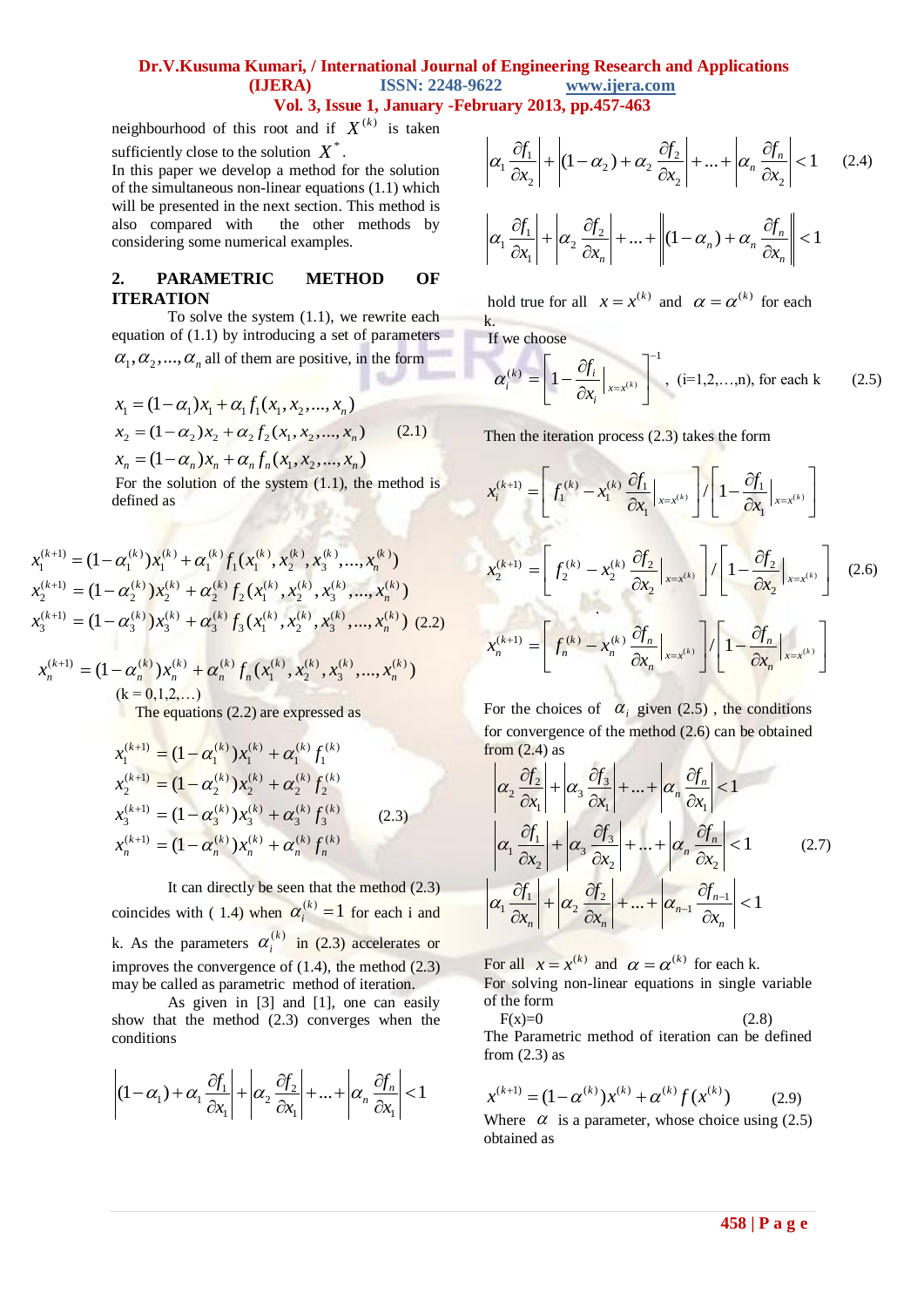neighbourhood of this root and if $X^{(k)}$ is taken sufficiently close to the solution $X^*$.

In this paper we develop a method for the solution of the simultaneous non-linear equations (1.1) which will be presented in the next section. This method is also compared with the other methods by considering some numerical examples.

## 2. PARAMETRIC METHOD OF ITERATION

To solve the system (1.1), we rewrite each equation of (1.1) by introducing a set of parameters $\alpha_1, \alpha_2, ..., \alpha_n$ all of them are positive, in the form

$$
\begin{aligned}
x_1 &= (1-\alpha_1)x_1 + \alpha_1 f_1(x_1, x_2, ..., x_n) \\
x_2 &= (1-\alpha_2)x_2 + \alpha_2 f_2(x_1, x_2, ..., x_n) \qquad (2.1) \\
x_n &= (1-\alpha_n)x_n + \alpha_n f_n(x_1, x_2, ..., x_n)
\end{aligned}
$$

For the solution of the system (1.1), the method is defined as

$$
\begin{aligned}
x_1^{(k+1)} &= (1-\alpha_1^{(k)})x_1^{(k)} + \alpha_1^{(k)} f_1(x_1^{(k)}, x_2^{(k)}, x_3^{(k)}, ..., x_n^{(k)}) \\
x_2^{(k+1)} &= (1-\alpha_2^{(k)})x_2^{(k)} + \alpha_2^{(k)} f_2(x_1^{(k)}, x_2^{(k)}, x_3^{(k)}, ..., x_n^{(k)}) \\
x_3^{(k+1)} &= (1-\alpha_3^{(k)})x_3^{(k)} + \alpha_3^{(k)} f_3(x_1^{(k)}, x_2^{(k)}, x_3^{(k)}, ..., x_n^{(k)}) \qquad (2.2) \\
x_n^{(k+1)} &= (1-\alpha_n^{(k)})x_n^{(k)} + \alpha_n^{(k)} f_n(x_1^{(k)}, x_2^{(k)}, x_3^{(k)}, ..., x_n^{(k)})
\end{aligned}
$$

$(k = 0,1,2,\ldots)$

The equations (2.2) are expressed as

$$
\begin{aligned}
x_1^{(k+1)} &= (1-\alpha_1^{(k)})x_1^{(k)} + \alpha_1^{(k)} f_1^{(k)} \\
x_2^{(k+1)} &= (1-\alpha_2^{(k)})x_2^{(k)} + \alpha_2^{(k)} f_2^{(k)} \\
x_3^{(k+1)} &= (1-\alpha_3^{(k)})x_3^{(k)} + \alpha_3^{(k)} f_3^{(k)} \qquad (2.3) \\
x_n^{(k+1)} &= (1-\alpha_n^{(k)})x_n^{(k)} + \alpha_n^{(k)} f_n^{(k)}
\end{aligned}
$$

It can directly be seen that the method (2.3) coincides with ( 1.4) when $\alpha_i^{(k)} = 1$ for each i and k. As the parameters $\alpha_i^{(k)}$ in (2.3) accelerates or improves the convergence of (1.4), the method (2.3) may be called as parametric method of iteration.

As given in [3] and [1], one can easily show that the method (2.3) converges when the conditions

$$
\left|(1-\alpha_1) + \alpha_1 \frac{\partial f_1}{\partial x_1}\right| + \left|\alpha_2 \frac{\partial f_2}{\partial x_1}\right| + ... + \left|\alpha_n \frac{\partial f_n}{\partial x_1}\right| < 1
$$

$$
\left|\alpha_1 \frac{\partial f_1}{\partial x_2}\right| + \left|(1-\alpha_2) + \alpha_2 \frac{\partial f_2}{\partial x_2}\right| + ... + \left|\alpha_n \frac{\partial f_n}{\partial x_2}\right| < 1 \qquad (2.4)
$$

$$
\left|\alpha_1 \frac{\partial f_1}{\partial x_1}\right| + \left|\alpha_2 \frac{\partial f_2}{\partial x_n}\right| + ... + \left\|(1-\alpha_n) + \alpha_n \frac{\partial f_n}{\partial x_n}\right\| < 1
$$

hold true for all $x = x^{(k)}$ and $\alpha = \alpha^{(k)}$ for each k.

If we choose

$$
\alpha_i^{(k)} = \left[1 - \frac{\partial f_i}{\partial x_i}\bigg|_{x=x^{(k)}}\right]^{-1}, \quad \text{(i=1,2,…,n), for each k} \qquad (2.5)
$$

Then the iteration process (2.3) takes the form

$$
\begin{aligned}
x_1^{(k+1)} &= \left[f_1^{(k)} - x_1^{(k)} \frac{\partial f_1}{\partial x_1}\bigg|_{x=x^{(k)}}\right] \Big/ \left[1 - \frac{\partial f_1}{\partial x_1}\bigg|_{x=x^{(k)}}\right] \\
x_2^{(k+1)} &= \left[f_2^{(k)} - x_2^{(k)} \frac{\partial f_2}{\partial x_2}\bigg|_{x=x^{(k)}}\right] \Big/ \left[1 - \frac{\partial f_2}{\partial x_2}\bigg|_{x=x^{(k)}}\right] \qquad (2.6) \\
x_n^{(k+1)} &= \left[f_n^{(k)} - x_n^{(k)} \frac{\partial f_n}{\partial x_n}\bigg|_{x=x^{(k)}}\right] \Big/ \left[1 - \frac{\partial f_n}{\partial x_n}\bigg|_{x=x^{(k)}}\right]
\end{aligned}
$$

For the choices of $\alpha_i$ given (2.5) , the conditions for convergence of the method (2.6) can be obtained from (2.4) as

$$
\begin{aligned}
&\left|\alpha_2 \frac{\partial f_2}{\partial x_1}\right| + \left|\alpha_3 \frac{\partial f_3}{\partial x_1}\right| + ... + \left|\alpha_n \frac{\partial f_n}{\partial x_1}\right| < 1 \\
&\left|\alpha_1 \frac{\partial f_1}{\partial x_2}\right| + \left|\alpha_3 \frac{\partial f_3}{\partial x_2}\right| + ... + \left|\alpha_n \frac{\partial f_n}{\partial x_2}\right| < 1 \qquad (2.7) \\
&\left|\alpha_1 \frac{\partial f_1}{\partial x_n}\right| + \left|\alpha_2 \frac{\partial f_2}{\partial x_n}\right| + ... + \left|\alpha_{n-1} \frac{\partial f_{n-1}}{\partial x_n}\right| < 1
\end{aligned}
$$

For all $x = x^{(k)}$ and $\alpha = \alpha^{(k)}$ for each k.

For solving non-linear equations in single variable of the form

$$F(x)=0 \qquad (2.8)$$

The Parametric method of iteration can be defined from (2.3) as

$$
x^{(k+1)} = (1-\alpha^{(k)})x^{(k)} + \alpha^{(k)} f(x^{(k)}) \qquad (2.9)
$$

Where $\alpha$ is a parameter, whose choice using (2.5) obtained as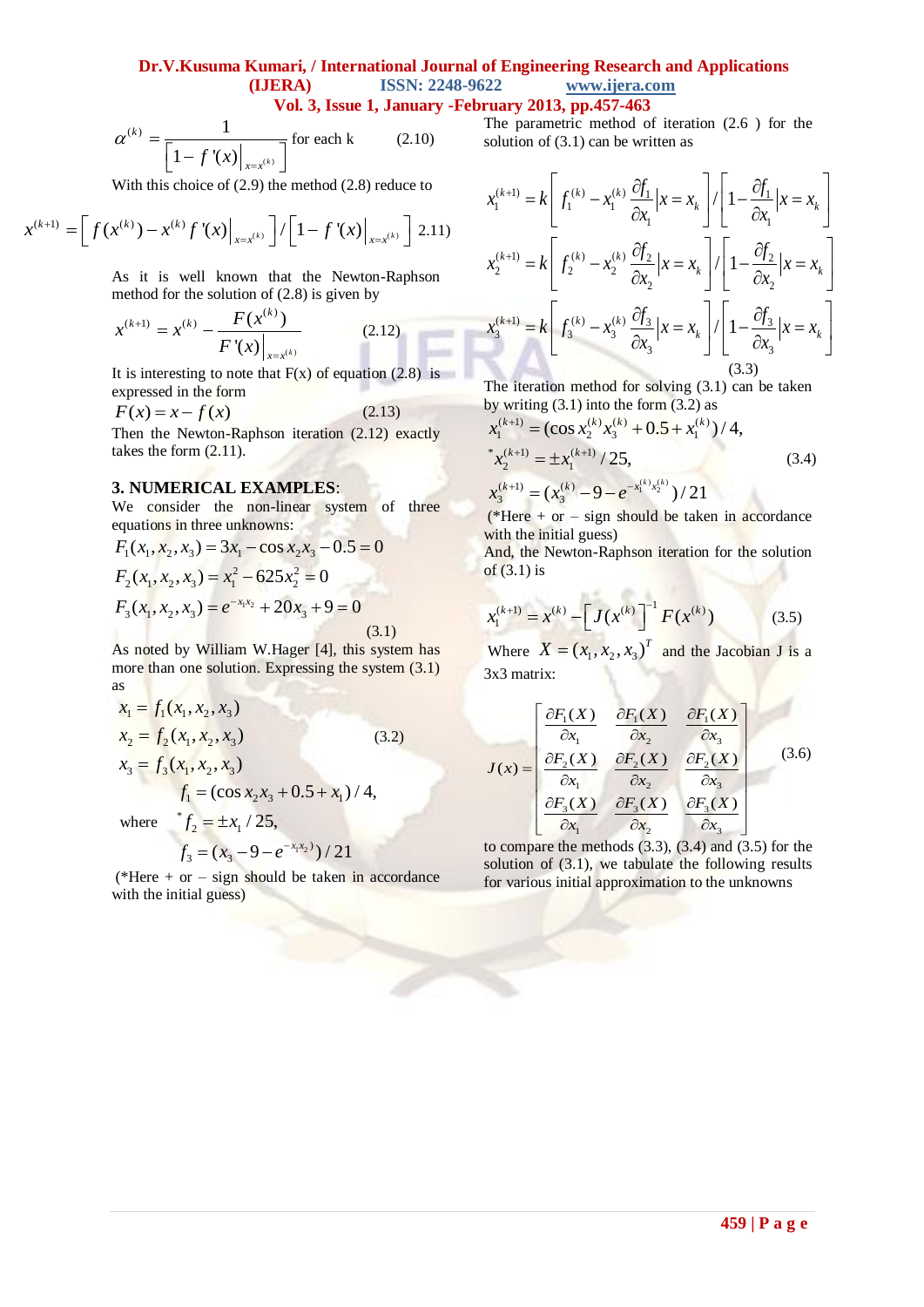$$\alpha^{(k)} = \frac{1}{\left[1 - f'(x)\Big|_{x=x^{(k)}}\right]} \text{ for each k} \qquad (2.10)$$

With this choice of (2.9) the method (2.8) reduce to

$$x^{(k+1)} = \left[ f(x^{(k)}) - x^{(k)} f'(x)\Big|_{x=x^{(k)}} \right] / \left[ 1 - f'(x)\Big|_{x=x^{(k)}} \right] \quad 2.11)$$

As it is well known that the Newton-Raphson method for the solution of (2.8) is given by

$$x^{(k+1)} = x^{(k)} - \frac{F(x^{(k)})}{F'(x)\Big|_{x=x^{(k)}}} \qquad (2.12)$$

It is interesting to note that F(x) of equation (2.8) is expressed in the form

$$F(x) = x - f(x) \qquad (2.13)$$

Then the Newton-Raphson iteration (2.12) exactly takes the form (2.11).

## 3. NUMERICAL EXAMPLES:

We consider the non-linear system of three equations in three unknowns:

$$F_1(x_1, x_2, x_3) = 3x_1 - \cos x_2 x_3 - 0.5 = 0$$

$$F_2(x_1, x_2, x_3) = x_1^2 - 625 x_2^2 = 0$$

$$F_3(x_1, x_2, x_3) = e^{-x_1 x_2} + 20 x_3 + 9 = 0 \qquad (3.1)$$

As noted by William W.Hager [4], this system has more than one solution. Expressing the system (3.1) as

$$x_1 = f_1(x_1, x_2, x_3)$$

$$x_2 = f_2(x_1, x_2, x_3) \qquad (3.2)$$

$$x_3 = f_3(x_1, x_2, x_3)$$

$$f_1 = (\cos x_2 x_3 + 0.5 + x_1)/4,$$

where $\quad {}^{*}f_2 = \pm x_1 / 25,$

$$f_3 = (x_3 - 9 - e^{-x_1 x_2})/21$$

(*Here + or – sign should be taken in accordance with the initial guess)

The parametric method of iteration (2.6 ) for the solution of (3.1) can be written as

$$x_1^{(k+1)} = k\left[ f_1^{(k)} - x_1^{(k)} \frac{\partial f_1}{\partial x_1}\Big| x = x_k \right] / \left[ 1 - \frac{\partial f_1}{\partial x_1}\Big| x = x_k \right]$$

$$x_2^{(k+1)} = k\left[ f_2^{(k)} - x_2^{(k)} \frac{\partial f_2}{\partial x_2}\Big| x = x_k \right] / \left[ 1 - \frac{\partial f_2}{\partial x_2}\Big| x = x_k \right]$$

$$x_3^{(k+1)} = k\left[ f_3^{(k)} - x_3^{(k)} \frac{\partial f_3}{\partial x_3}\Big| x = x_k \right] / \left[ 1 - \frac{\partial f_3}{\partial x_3}\Big| x = x_k \right] \qquad (3.3)$$

The iteration method for solving (3.1) can be taken by writing (3.1) into the form (3.2) as

$$x_1^{(k+1)} = (\cos x_2^{(k)} x_3^{(k)} + 0.5 + x_1^{(k)})/4,$$

$${}^{*}x_2^{(k+1)} = \pm x_1^{(k+1)}/25, \qquad (3.4)$$

$$x_3^{(k+1)} = (x_3^{(k)} - 9 - e^{-x_1^{(k)} x_2^{(k)}})/21$$

(*Here + or – sign should be taken in accordance with the initial guess)

And, the Newton-Raphson iteration for the solution of (3.1) is

$$x_1^{(k+1)} = x^{(k)} - \left[ J(x^{(k)}) \right]^{-1} F(x^{(k)}) \qquad (3.5)$$

Where $X = (x_1, x_2, x_3)^T$ and the Jacobian J is a 3x3 matrix:

$$J(x) = \begin{bmatrix} \frac{\partial F_1(X)}{\partial x_1} & \frac{\partial F_1(X)}{\partial x_2} & \frac{\partial F_1(X)}{\partial x_3} \\ \frac{\partial F_2(X)}{\partial x_1} & \frac{\partial F_2(X)}{\partial x_2} & \frac{\partial F_2(X)}{\partial x_3} \\ \frac{\partial F_3(X)}{\partial x_1} & \frac{\partial F_3(X)}{\partial x_2} & \frac{\partial F_3(X)}{\partial x_3} \end{bmatrix} \qquad (3.6)$$

to compare the methods (3.3), (3.4) and (3.5) for the solution of (3.1), we tabulate the following results for various initial approximation to the unknowns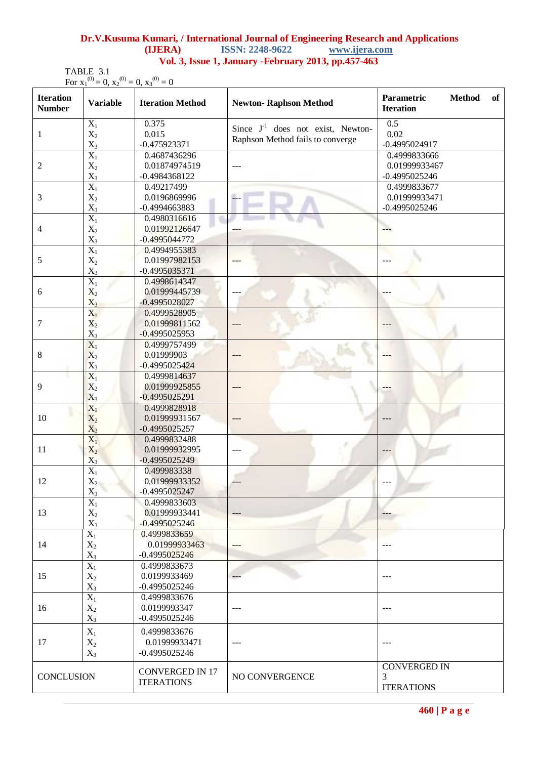TABLE 3.1

For $x_1^{(0)} = 0$, $x_2^{(0)} = 0$, $x_3^{(0)} = 0$

| Iteration Number | Variable | Iteration Method | Newton- Raphson Method | Parametric Method of Iteration |
|---|---|---|---|---|
| 1 | $X_1$<br>$X_2$<br>$X_3$ | 0.375<br>0.015<br>-0.475923371 | Since $J^{-1}$ does not exist, Newton-Raphson Method fails to converge | 0.5<br>0.02<br>-0.4995024917 |
| 2 | $X_1$<br>$X_2$<br>$X_3$ | 0.4687436296<br>0.01874974519<br>-0.4984368122 | --- | 0.4999833666<br>0.01999933467<br>-0.4995025246 |
| 3 | $X_1$<br>$X_2$<br>$X_3$ | 0.49217499<br>0.0196869996<br>-0.4994663883 | --- | 0.4999833677<br>0.01999933471<br>-0.4995025246 |
| 4 | $X_1$<br>$X_2$<br>$X_3$ | 0.4980316616<br>0.01992126647<br>-0.4995044772 | --- | --- |
| 5 | $X_1$<br>$X_2$<br>$X_3$ | 0.4994955383<br>0.01997982153<br>-0.4995035371 | --- | --- |
| 6 | $X_1$<br>$X_2$<br>$X_3$ | 0.4998614347<br>0.01999445739<br>-0.4995028027 | --- | --- |
| 7 | $X_1$<br>$X_2$<br>$X_3$ | 0.4999528905<br>0.01999811562<br>-0.4995025953 | --- | --- |
| 8 | $X_1$<br>$X_2$<br>$X_3$ | 0.4999757499<br>0.01999903<br>-0.4995025424 | --- | --- |
| 9 | $X_1$<br>$X_2$<br>$X_3$ | 0.4999814637<br>0.01999925855<br>-0.4995025291 | --- | --- |
| 10 | $X_1$<br>$X_2$<br>$X_3$ | 0.4999828918<br>0.01999931567<br>-0.4995025257 | --- | --- |
| 11 | $X_1$<br>$X_2$<br>$X_3$ | 0.4999832488<br>0.01999932995<br>-0.4995025249 | --- | --- |
| 12 | $X_1$<br>$X_2$<br>$X_3$ | 0.499983338<br>0.01999933352<br>-0.4995025247 | --- | --- |
| 13 | $X_1$<br>$X_2$<br>$X_3$ | 0.4999833603<br>0.01999933441<br>-0.4995025246 | --- | --- |
| 14 | $X_1$<br>$X_2$<br>$X_3$ | 0.4999833659<br>0.01999933463<br>-0.4995025246 | --- | --- |
| 15 | $X_1$<br>$X_2$<br>$X_3$ | 0.4999833673<br>0.0199933469<br>-0.4995025246 | --- | --- |
| 16 | $X_1$<br>$X_2$<br>$X_3$ | 0.4999833676<br>0.0199993347<br>-0.4995025246 | --- | --- |
| 17 | $X_1$<br>$X_2$<br>$X_3$ | 0.4999833676<br>0.01999933471<br>-0.4995025246 | --- | --- |
| CONCLUSION | | CONVERGED IN 17 ITERATIONS | NO CONVERGENCE | CONVERGED IN 3 ITERATIONS |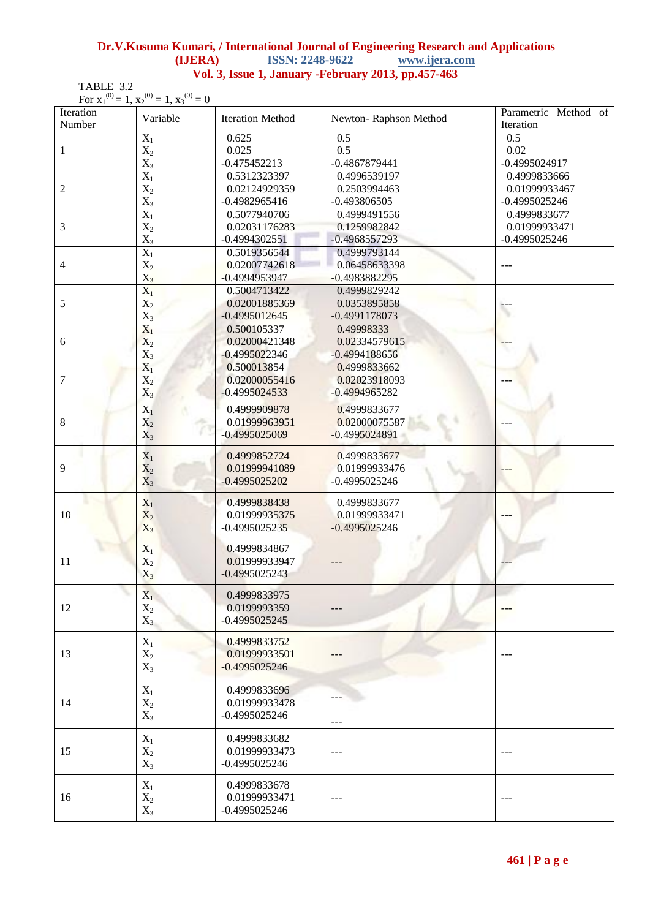TABLE 3.2

For $x_1^{(0)} = 1$, $x_2^{(0)} = 1$, $x_3^{(0)} = 0$

| Iteration Number | Variable | Iteration Method | Newton- Raphson Method | Parametric Method of Iteration |
|---|---|---|---|---|
| 1 | $X_1$ | 0.625 | 0.5 | 0.5 |
| | $X_2$ | 0.025 | 0.5 | 0.02 |
| | $X_3$ | -0.475452213 | -0.4867879441 | -0.4995024917 |
| 2 | $X_1$ | 0.5312323397 | 0.4996539197 | 0.4999833666 |
| | $X_2$ | 0.02124929359 | 0.2503994463 | 0.01999933467 |
| | $X_3$ | -0.4982965416 | -0.493806505 | -0.4995025246 |
| 3 | $X_1$ | 0.5077940706 | 0.4999491556 | 0.4999833677 |
| | $X_2$ | 0.02031176283 | 0.1259982842 | 0.01999933471 |
| | $X_3$ | -0.4994302551 | -0.4968557293 | -0.4995025246 |
| 4 | $X_1$ | 0.5019356544 | 0.4999793144 | --- |
| | $X_2$ | 0.02007742618 | 0.06458633398 | |
| | $X_3$ | -0.4994953947 | -0.4983882295 | |
| 5 | $X_1$ | 0.5004713422 | 0.4999829242 | --- |
| | $X_2$ | 0.02001885369 | 0.0353895858 | |
| | $X_3$ | -0.4995012645 | -0.4991178073 | |
| 6 | $X_1$ | 0.500105337 | 0.49998333 | --- |
| | $X_2$ | 0.02000421348 | 0.02334579615 | |
| | $X_3$ | -0.4995022346 | -0.4994188656 | |
| 7 | $X_1$ | 0.500013854 | 0.4999833662 | --- |
| | $X_2$ | 0.02000055416 | 0.02023918093 | |
| | $X_3$ | -0.4995024533 | -0.4994965282 | |
| 8 | $X_1$ | 0.4999909878 | 0.4999833677 | --- |
| | $X_2$ | 0.01999963951 | 0.02000075587 | |
| | $X_3$ | -0.4995025069 | -0.4995024891 | |
| 9 | $X_1$ | 0.4999852724 | 0.4999833677 | --- |
| | $X_2$ | 0.01999941089 | 0.01999933476 | |
| | $X_3$ | -0.4995025202 | -0.4995025246 | |
| 10 | $X_1$ | 0.4999838438 | 0.4999833677 | --- |
| | $X_2$ | 0.01999935375 | 0.01999933471 | |
| | $X_3$ | -0.4995025235 | -0.4995025246 | |
| 11 | $X_1$ | 0.4999834867 | --- | --- |
| | $X_2$ | 0.01999933947 | | |
| | $X_3$ | -0.4995025243 | | |
| 12 | $X_1$ | 0.4999833975 | --- | --- |
| | $X_2$ | 0.0199993359 | | |
| | $X_3$ | -0.4995025245 | | |
| 13 | $X_1$ | 0.4999833752 | --- | --- |
| | $X_2$ | 0.01999933501 | | |
| | $X_3$ | -0.4995025246 | | |
| 14 | $X_1$ | 0.4999833696 | --- | |
| | $X_2$ | 0.01999933478 | | |
| | $X_3$ | -0.4995025246 | --- | |
| 15 | $X_1$ | 0.4999833682 | --- | --- |
| | $X_2$ | 0.01999933473 | | |
| | $X_3$ | -0.4995025246 | | |
| 16 | $X_1$ | 0.4999833678 | --- | --- |
| | $X_2$ | 0.01999933471 | | |
| | $X_3$ | -0.4995025246 | | |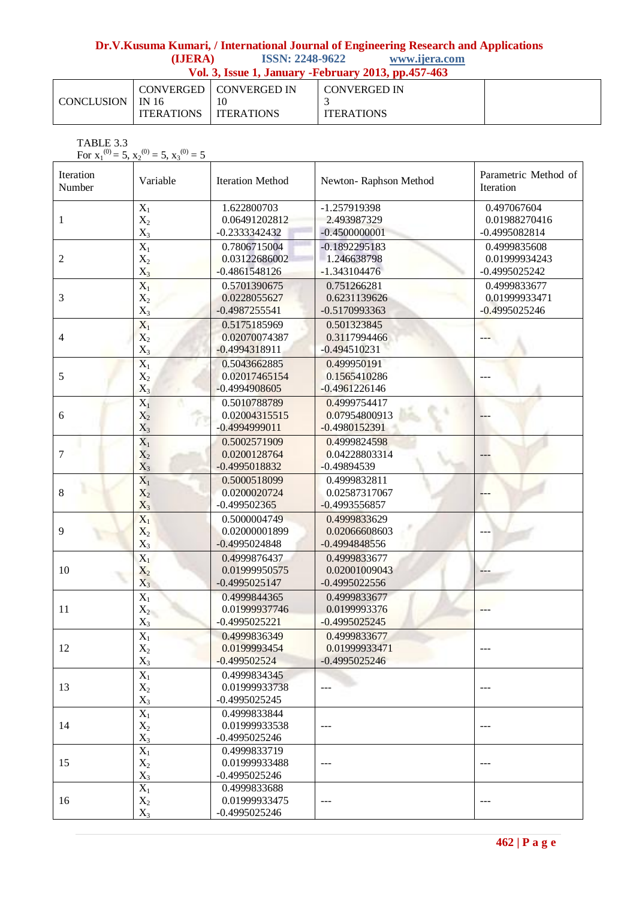| CONCLUSION | CONVERGED IN 16 ITERATIONS | CONVERGED IN 10 ITERATIONS | CONVERGED IN 3 ITERATIONS | |
|---|---|---|---|---|

TABLE 3.3
For $x_1^{(0)} = 5$, $x_2^{(0)} = 5$, $x_3^{(0)} = 5$

| Iteration Number | Variable | Iteration Method | Newton- Raphson Method | Parametric Method of Iteration |
|---|---|---|---|---|
| 1 | $X_1$<br>$X_2$<br>$X_3$ | 1.622800703<br>0.06491202812<br>-0.2333342432 | -1.257919398<br>2.493987329<br>-0.4500000001 | 0.497067604<br>0.01988270416<br>-0.4995082814 |
| 2 | $X_1$<br>$X_2$<br>$X_3$ | 0.7806715004<br>0.03122686002<br>-0.4861548126 | -0.1892295183<br>1.246638798<br>-1.343104476 | 0.4999835608<br>0.01999934243<br>-0.4995025242 |
| 3 | $X_1$<br>$X_2$<br>$X_3$ | 0.5701390675<br>0.0228055627<br>-0.4987255541 | 0.751266281<br>0.6231139626<br>-0.5170993363 | 0.4999833677<br>0.01999933471<br>-0.4995025246 |
| 4 | $X_1$<br>$X_2$<br>$X_3$ | 0.5175185969<br>0.02070074387<br>-0.4994318911 | 0.501323845<br>0.3117994466<br>-0.494510231 | --- |
| 5 | $X_1$<br>$X_2$<br>$X_3$ | 0.5043662885<br>0.02017465154<br>-0.4994908605 | 0.499950191<br>0.1565410286<br>-0.4961226146 | --- |
| 6 | $X_1$<br>$X_2$<br>$X_3$ | 0.5010788789<br>0.02004315515<br>-0.4994999011 | 0.4999754417<br>0.07954800913<br>-0.4980152391 | --- |
| 7 | $X_1$<br>$X_2$<br>$X_3$ | 0.5002571909<br>0.0200128764<br>-0.4995018832 | 0.4999824598<br>0.04228803314<br>-0.49894539 | --- |
| 8 | $X_1$<br>$X_2$<br>$X_3$ | 0.5000518099<br>0.0200020724<br>-0.499502365 | 0.4999832811<br>0.02587317067<br>-0.4993556857 | --- |
| 9 | $X_1$<br>$X_2$<br>$X_3$ | 0.5000004749<br>0.02000001899<br>-0.4995024848 | 0.4999833629<br>0.02066608603<br>-0.4994848556 | --- |
| 10 | $X_1$<br>$X_2$<br>$X_3$ | 0.4999876437<br>0.01999950575<br>-0.4995025147 | 0.4999833677<br>0.02001009043<br>-0.4995022556 | --- |
| 11 | $X_1$<br>$X_2$<br>$X_3$ | 0.4999844365<br>0.01999937746<br>-0.4995025221 | 0.4999833677<br>0.0199993376<br>-0.4995025245 | --- |
| 12 | $X_1$<br>$X_2$<br>$X_3$ | 0.4999836349<br>0.0199993454<br>-0.499502524 | 0.4999833677<br>0.01999933471<br>-0.4995025246 | --- |
| 13 | $X_1$<br>$X_2$<br>$X_3$ | 0.4999834345<br>0.01999933738<br>-0.4995025245 | --- | --- |
| 14 | $X_1$<br>$X_2$<br>$X_3$ | 0.4999833844<br>0.01999933538<br>-0.4995025246 | --- | --- |
| 15 | $X_1$<br>$X_2$<br>$X_3$ | 0.4999833719<br>0.01999933488<br>-0.4995025246 | --- | --- |
| 16 | $X_1$<br>$X_2$<br>$X_3$ | 0.4999833688<br>0.01999933475<br>-0.4995025246 | --- | --- |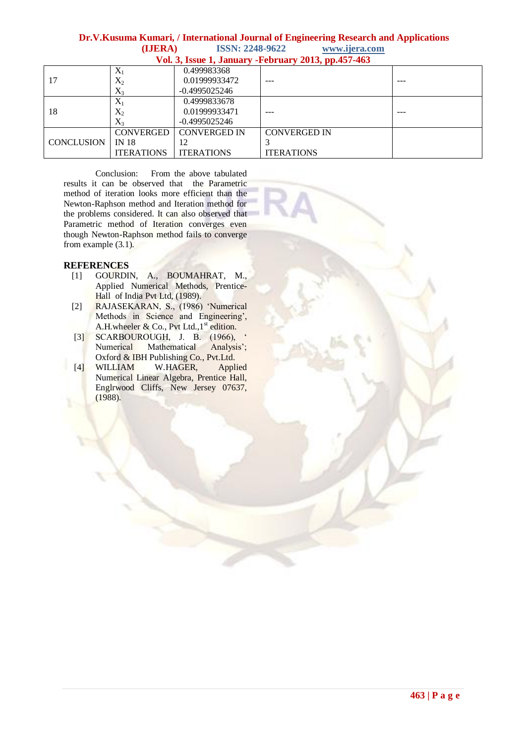| | | | | |
|---|---|---|---|---|
| 17 | $X_1$<br>$X_2$<br>$X_3$ | 0.499983368<br>0.01999933472<br>-0.4995025246 | --- | --- |
| 18 | $X_1$<br>$X_2$<br>$X_3$ | 0.4999833678<br>0.01999933471<br>-0.4995025246 | --- | --- |
| CONCLUSION | CONVERGED IN 18 ITERATIONS | CONVERGED IN 12 ITERATIONS | CONVERGED IN 3 ITERATIONS | |

Conclusion: From the above tabulated results it can be observed that the Parametric method of iteration looks more efficient than the Newton-Raphson method and Iteration method for the problems considered. It can also observed that Parametric method of Iteration converges even though Newton-Raphson method fails to converge from example (3.1).

## REFERENCES

[1] GOURDIN, A., BOUMAHRAT, M., Applied Numerical Methods, Prentice-Hall of India Pvt Ltd, (1989).

[2] RAJASEKARAN, S., (1986) 'Numerical Methods in Science and Engineering', A.H.wheeler & Co., Pvt Ltd.,1st edition.

[3] SCARBOUROUGH, J. B. (1966), ' Numerical Mathematical Analysis'; Oxford & IBH Publishing Co., Pvt.Ltd.

[4] WILLIAM W.HAGER, Applied Numerical Linear Algebra, Prentice Hall, Englrwood Cliffs, New Jersey 07637, (1988).